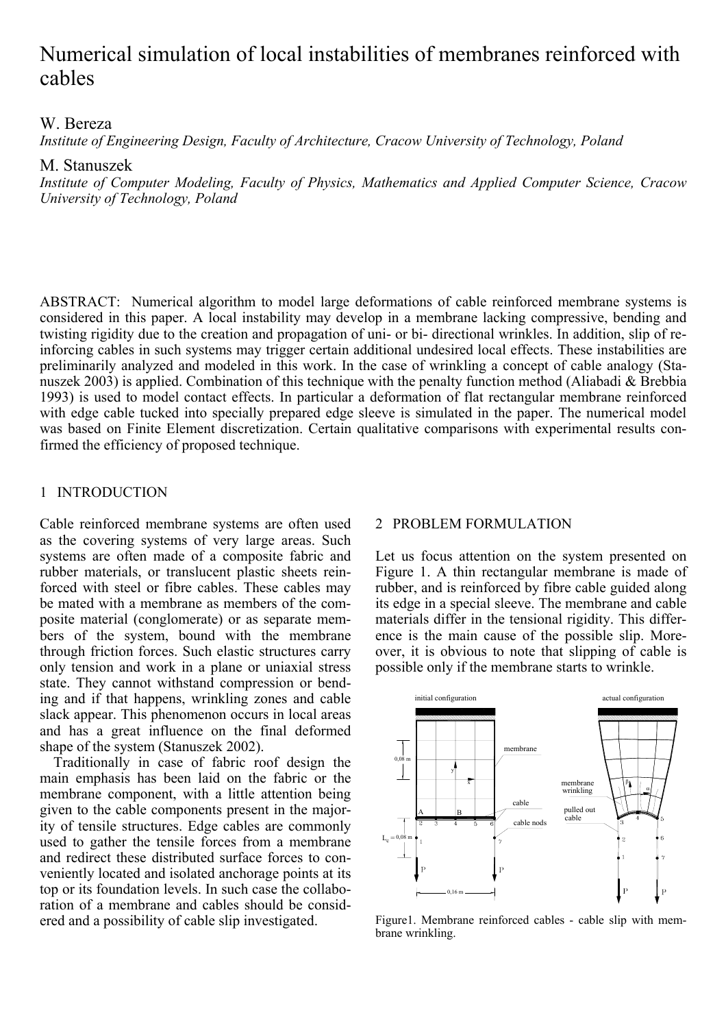# Numerical simulation of local instabilities of membranes reinforced with cables

W. Bereza

*Institute of Engineering Design, Faculty of Architecture, Cracow University of Technology, Poland*

M. Stanuszek

*Institute of Computer Modeling, Faculty of Physics, Mathematics and Applied Computer Science, Cracow University of Technology, Poland*

ABSTRACT: Numerical algorithm to model large deformations of cable reinforced membrane systems is considered in this paper. A local instability may develop in a membrane lacking compressive, bending and twisting rigidity due to the creation and propagation of uni- or bi- directional wrinkles. In addition, slip of reinforcing cables in such systems may trigger certain additional undesired local effects. These instabilities are preliminarily analyzed and modeled in this work. In the case of wrinkling a concept of cable analogy (Stanuszek 2003) is applied. Combination of this technique with the penalty function method (Aliabadi & Brebbia 1993) is used to model contact effects. In particular a deformation of flat rectangular membrane reinforced with edge cable tucked into specially prepared edge sleeve is simulated in the paper. The numerical model was based on Finite Element discretization. Certain qualitative comparisons with experimental results confirmed the efficiency of proposed technique.

## 1 INTRODUCTION

Cable reinforced membrane systems are often used as the covering systems of very large areas. Such systems are often made of a composite fabric and rubber materials, or translucent plastic sheets reinforced with steel or fibre cables. These cables may be mated with a membrane as members of the composite material (conglomerate) or as separate members of the system, bound with the membrane through friction forces. Such elastic structures carry only tension and work in a plane or uniaxial stress state. They cannot withstand compression or bending and if that happens, wrinkling zones and cable slack appear. This phenomenon occurs in local areas and has a great influence on the final deformed shape of the system (Stanuszek 2002).

Traditionally in case of fabric roof design the main emphasis has been laid on the fabric or the membrane component, with a little attention being given to the cable components present in the majority of tensile structures. Edge cables are commonly used to gather the tensile forces from a membrane and redirect these distributed surface forces to conveniently located and isolated anchorage points at its top or its foundation levels. In such case the collaboration of a membrane and cables should be considered and a possibility of cable slip investigated.

## 2 PROBLEM FORMULATION

Let us focus attention on the system presented on Figure 1. A thin rectangular membrane is made of rubber, and is reinforced by fibre cable guided along its edge in a special sleeve. The membrane and cable materials differ in the tensional rigidity. This difference is the main cause of the possible slip. Moreover, it is obvious to note that slipping of cable is possible only if the membrane starts to wrinkle.

initial configuration

actual configuration

0,08 m

membrane

y

x

membrane wrinkling

cable

A

B

pulled out cable

2 3 4 5 6

cable nods

$L_c = 0,08$ m

1

7

P

P

0,16 m

Figure1. Membrane reinforced cables - cable slip with membrane wrinkling.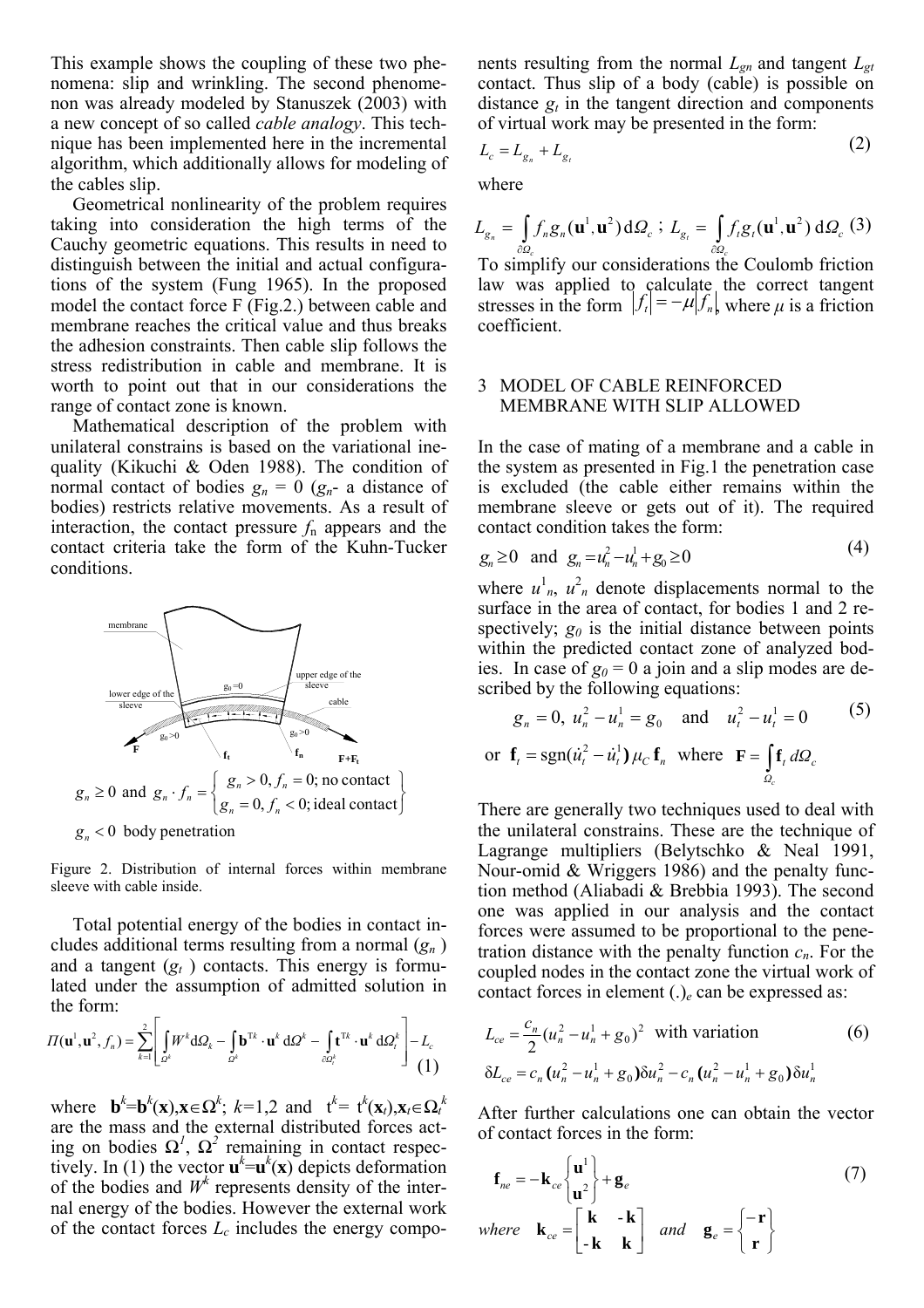This example shows the coupling of these two phenomena: slip and wrinkling. The second phenomenon was already modeled by Stanuszek (2003) with a new concept of so called *cable analogy*. This technique has been implemented here in the incremental algorithm, which additionally allows for modeling of the cables slip.

Geometrical nonlinearity of the problem requires taking into consideration the high terms of the Cauchy geometric equations. This results in need to distinguish between the initial and actual configurations of the system (Fung 1965). In the proposed model the contact force F (Fig.2.) between cable and membrane reaches the critical value and thus breaks the adhesion constraints. Then cable slip follows the stress redistribution in cable and membrane. It is worth to point out that in our considerations the range of contact zone is known.

Mathematical description of the problem with unilateral constrains is based on the variational inequality (Kikuchi & Oden 1988). The condition of normal contact of bodies $g_n = 0$ ($g_n$- a distance of bodies) restricts relative movements. As a result of interaction, the contact pressure $f_n$ appears and the contact criteria take the form of the Kuhn-Tucker conditions.

$$g_n \geq 0 \text{ and } g_n \cdot f_n = \begin{cases} g_n > 0, f_n = 0; \text{no contact} \\ g_n = 0, f_n < 0; \text{ideal contact} \end{cases}$$

$g_n < 0$ body penetration

Figure 2. Distribution of internal forces within membrane sleeve with cable inside.

Total potential energy of the bodies in contact includes additional terms resulting from a normal ($g_n$) and a tangent ($g_t$) contacts. This energy is formulated under the assumption of admitted solution in the form:

$$\Pi(\mathbf{u}^1, \mathbf{u}^2, f_n) = \sum_{k=1}^{2} \left[ \int_{\Omega^k} W^k \mathrm{d}\Omega_k - \int_{\Omega^k} \mathbf{b}^{\mathrm{T}k} \cdot \mathbf{u}^k \,\mathrm{d}\Omega^k - \int_{\partial\Omega_t^k} \mathbf{t}^{\mathrm{T}k} \cdot \mathbf{u}^k \,\mathrm{d}\Omega_t^k \right] - L_c \tag{1}$$

where $\mathbf{b}^k=\mathbf{b}^k(\mathbf{x}), \mathbf{x}\in\Omega^k$; $k$=1,2 and $\mathrm{t}^k= \mathrm{t}^k(\mathbf{x}_t), \mathbf{x}_t\in\Omega_t^k$ are the mass and the external distributed forces acting on bodies $\Omega^1$, $\Omega^2$ remaining in contact respectively. In (1) the vector $\mathbf{u}^k=\mathbf{u}^k(\mathbf{x})$ depicts deformation of the bodies and $W^k$ represents density of the internal energy of the bodies. However the external work of the contact forces $L_c$ includes the energy components resulting from the normal $L_{gn}$ and tangent $L_{gt}$ contact. Thus slip of a body (cable) is possible on distance $g_t$ in the tangent direction and components of virtual work may be presented in the form:

$$L_c = L_{g_n} + L_{g_t} \tag{2}$$

where

$$L_{g_n} = \int_{\partial\Omega_c} f_n g_n(\mathbf{u}^1, \mathbf{u}^2)\,\mathrm{d}\Omega_c \;;\; L_{g_t} = \int_{\partial\Omega_c} f_t g_t(\mathbf{u}^1, \mathbf{u}^2)\,\mathrm{d}\Omega_c \tag{3}$$

To simplify our considerations the Coulomb friction law was applied to calculate the correct tangent stresses in the form $|f_t| = -\mu |f_n|$, where $\mu$ is a friction coefficient.

## 3 MODEL OF CABLE REINFORCED MEMBRANE WITH SLIP ALLOWED

In the case of mating of a membrane and a cable in the system as presented in Fig.1 the penetration case is excluded (the cable either remains within the membrane sleeve or gets out of it). The required contact condition takes the form:

$$g_n \geq 0 \;\text{ and }\; g_n = u_n^2 - u_n^1 + g_0 \geq 0 \tag{4}$$

where $u^1_n$, $u^2_n$ denote displacements normal to the surface in the area of contact, for bodies 1 and 2 respectively; $g_0$ is the initial distance between points within the predicted contact zone of analyzed bodies. In case of $g_0 = 0$ a join and a slip modes are described by the following equations:

$$g_n = 0,\; u_n^2 - u_n^1 = g_0 \;\text{ and }\; u_t^2 - u_t^1 = 0 \tag{5}$$

$$\text{or } \mathbf{f}_t = \mathrm{sgn}(\dot{u}_t^2 - \dot{u}_t^1)\,\mu_C\,\mathbf{f}_n \;\text{ where }\; \mathbf{F} = \int_{\Omega_c} \mathbf{f}_t \, d\Omega_c$$

There are generally two techniques used to deal with the unilateral constrains. These are the technique of Lagrange multipliers (Belytschko & Neal 1991, Nour-omid & Wriggers 1986) and the penalty function method (Aliabadi & Brebbia 1993). The second one was applied in our analysis and the contact forces were assumed to be proportional to the penetration distance with the penalty function $c_n$. For the coupled nodes in the contact zone the virtual work of contact forces in element $(.)_e$ can be expressed as:

$$L_{ce} = \frac{c_n}{2}(u_n^2 - u_n^1 + g_0)^2 \;\text{ with variation} \tag{6}$$

$$\delta L_{ce} = c_n (u_n^2 - u_n^1 + g_0)\delta u_n^2 - c_n (u_n^2 - u_n^1 + g_0)\delta u_n^1$$

After further calculations one can obtain the vector of contact forces in the form:

$$\mathbf{f}_{ne} = -\mathbf{k}_{ce} \begin{Bmatrix} \mathbf{u}^1 \\ \mathbf{u}^2 \end{Bmatrix} + \mathbf{g}_e \tag{7}$$

$$\textit{where}\quad \mathbf{k}_{ce} = \begin{bmatrix} \mathbf{k} & -\mathbf{k} \\ -\mathbf{k} & \mathbf{k} \end{bmatrix} \quad \textit{and} \quad \mathbf{g}_e = \begin{Bmatrix} -\mathbf{r} \\ \mathbf{r} \end{Bmatrix}$$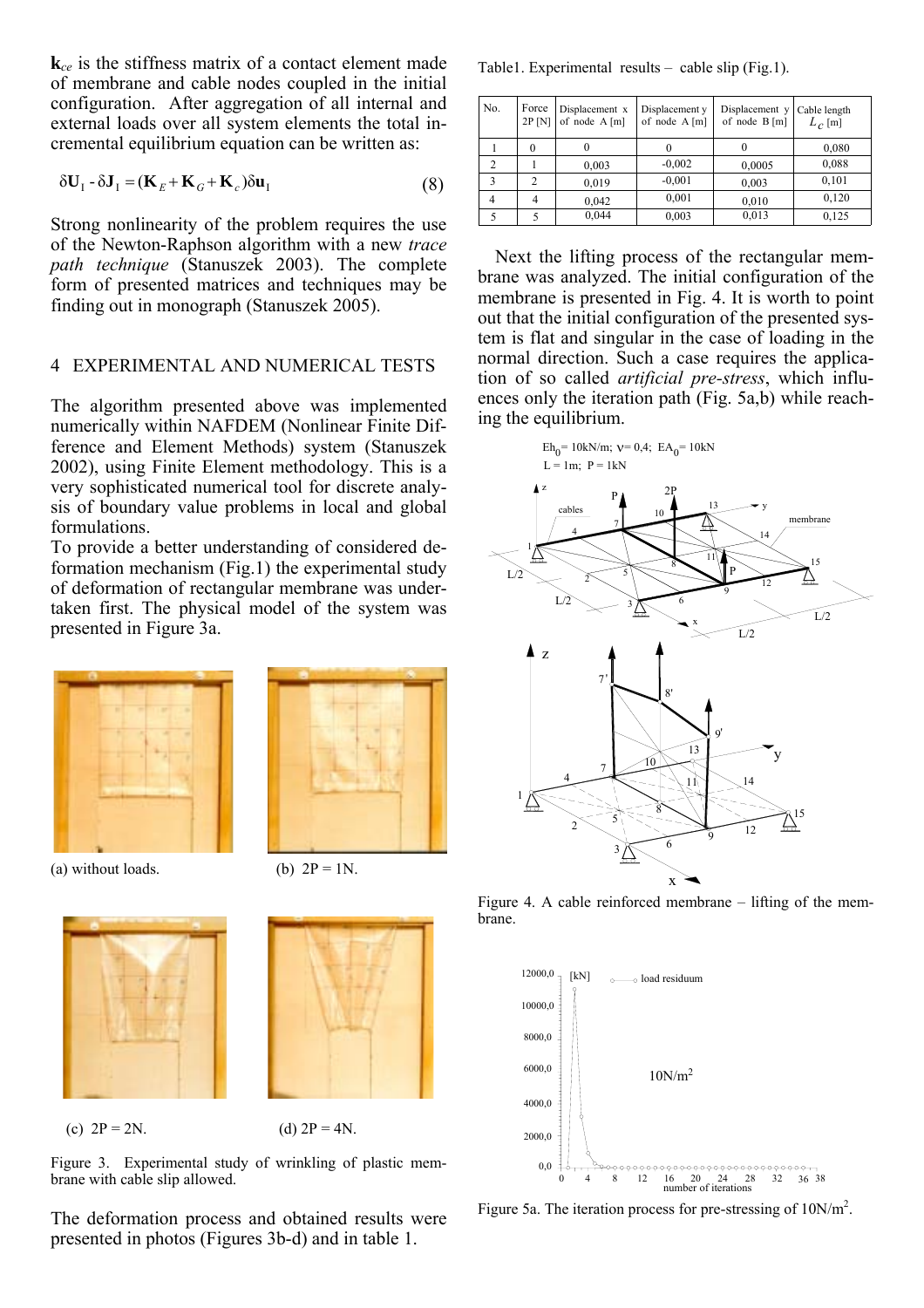$\mathbf{k}_{ce}$ is the stiffness matrix of a contact element made of membrane and cable nodes coupled in the initial configuration. After aggregation of all internal and external loads over all system elements the total incremental equilibrium equation can be written as:

$$\delta \mathbf{U}_1 - \delta \mathbf{J}_1 = (\mathbf{K}_E + \mathbf{K}_G + \mathbf{K}_c)\delta \mathbf{u}_1 \qquad (8)$$

Strong nonlinearity of the problem requires the use of the Newton-Raphson algorithm with a new *trace path technique* (Stanuszek 2003). The complete form of presented matrices and techniques may be finding out in monograph (Stanuszek 2005).

## 4 EXPERIMENTAL AND NUMERICAL TESTS

The algorithm presented above was implemented numerically within NAFDEM (Nonlinear Finite Difference and Element Methods) system (Stanuszek 2002), using Finite Element methodology. This is a very sophisticated numerical tool for discrete analysis of boundary value problems in local and global formulations.

To provide a better understanding of considered deformation mechanism (Fig.1) the experimental study of deformation of rectangular membrane was undertaken first. The physical model of the system was presented in Figure 3a.

(a) without loads. (b) 2P = 1N.

(c) 2P = 2N. (d) 2P = 4N.

Figure 3. Experimental study of wrinkling of plastic membrane with cable slip allowed.

The deformation process and obtained results were presented in photos (Figures 3b-d) and in table 1.

Table1. Experimental results – cable slip (Fig.1).

| No. | Force 2P [N] | Displacement x of node A [m] | Displacement y of node A [m] | Displacement y of node B [m] | Cable length $L_c$ [m] |
|---|---|---|---|---|---|
| 1 | 0 | 0 | 0 | 0 | 0,080 |
| 2 | 1 | 0,003 | -0,002 | 0,0005 | 0,088 |
| 3 | 2 | 0,019 | -0,001 | 0,003 | 0,101 |
| 4 | 4 | 0,042 | 0,001 | 0,010 | 0,120 |
| 5 | 5 | 0,044 | 0,003 | 0,013 | 0,125 |

Next the lifting process of the rectangular membrane was analyzed. The initial configuration of the membrane is presented in Fig. 4. It is worth to point out that the initial configuration of the presented system is flat and singular in the case of loading in the normal direction. Such a case requires the application of so called *artificial pre-stress*, which influences only the iteration path (Fig. 5a,b) while reaching the equilibrium.

Figure 4. A cable reinforced membrane – lifting of the membrane.

Figure 5a. The iteration process for pre-stressing of 10N/m$^2$.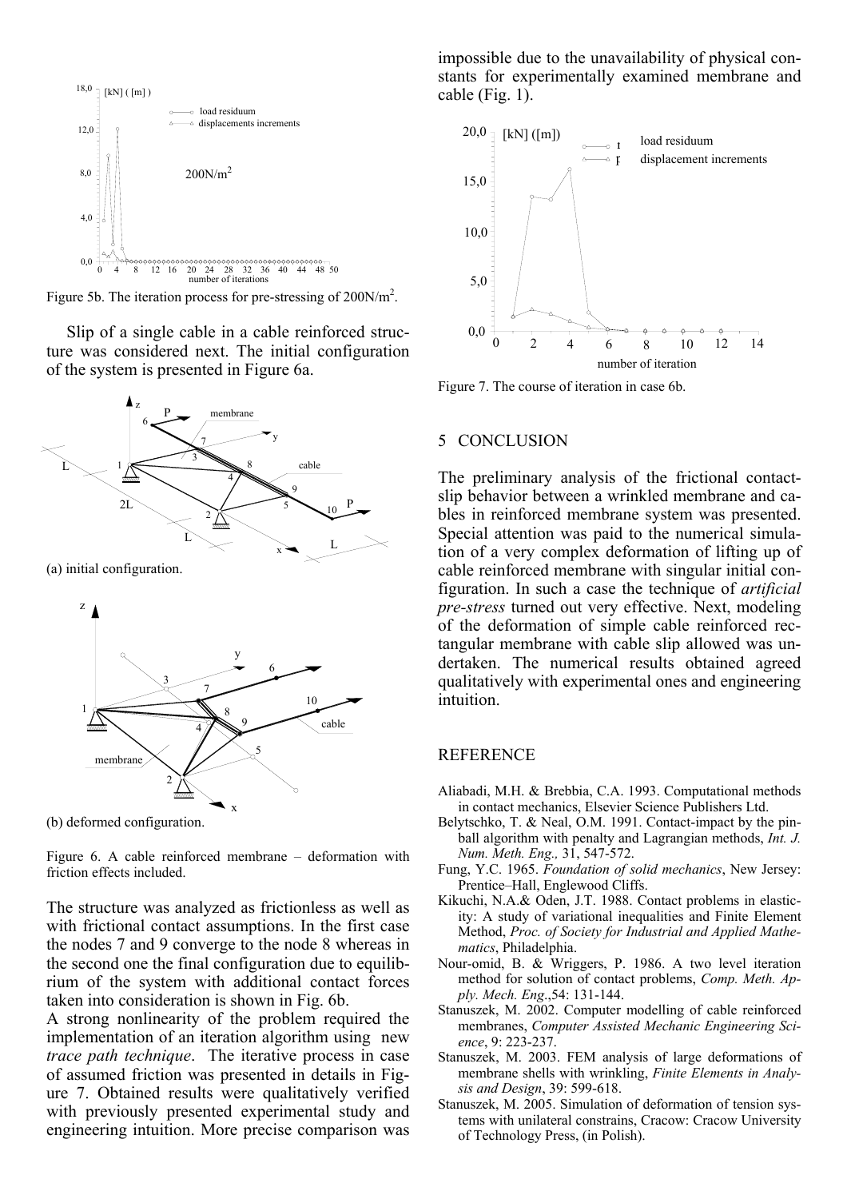18,0 [kN] ( [m] )

load residuum

displacements increments

12,0

8,0

200N/m$^2$

4,0

0,0

0 4 8 12 16 20 24 28 32 36 40 44 48 50

number of iterations

Figure 5b. The iteration process for pre-stressing of 200N/m$^2$.

Slip of a single cable in a cable reinforced structure was considered next. The initial configuration of the system is presented in Figure 6a.

z, P, 6, membrane, 7, y, 3, L, 1, 8, cable, 4, 9, 2L, 5, 10, P, 2, L, x, L

(a) initial configuration.

z, y, 6, 3, 7, 10, 1, 8, 4, 9, cable, 5, membrane, 2, x

(b) deformed configuration.

Figure 6. A cable reinforced membrane – deformation with friction effects included.

The structure was analyzed as frictionless as well as with frictional contact assumptions. In the first case the nodes 7 and 9 converge to the node 8 whereas in the second one the final configuration due to equilibrium of the system with additional contact forces taken into consideration is shown in Fig. 6b.

A strong nonlinearity of the problem required the implementation of an iteration algorithm using new *trace path technique*. The iterative process in case of assumed friction was presented in details in Figure 7. Obtained results were qualitatively verified with previously presented experimental study and engineering intuition. More precise comparison was impossible due to the unavailability of physical constants for experimentally examined membrane and cable (Fig. 1).

20,0 [kN] ([m])

load residuum

displacement increments

15,0

10,0

5,0

0,0

0 2 4 6 8 10 12 14

number of iteration

Figure 7. The course of iteration in case 6b.

## 5 CONCLUSION

The preliminary analysis of the frictional contact-slip behavior between a wrinkled membrane and cables in reinforced membrane system was presented. Special attention was paid to the numerical simulation of a very complex deformation of lifting up of cable reinforced membrane with singular initial configuration. In such a case the technique of *artificial pre-stress* turned out very effective. Next, modeling of the deformation of simple cable reinforced rectangular membrane with cable slip allowed was undertaken. The numerical results obtained agreed qualitatively with experimental ones and engineering intuition.

## REFERENCE

Aliabadi, M.H. & Brebbia, C.A. 1993. Computational methods in contact mechanics, Elsevier Science Publishers Ltd.

Belytschko, T. & Neal, O.M. 1991. Contact-impact by the pinball algorithm with penalty and Lagrangian methods, *Int. J. Num. Meth. Eng.,* 31, 547-572.

Fung, Y.C. 1965. *Foundation of solid mechanics*, New Jersey: Prentice–Hall, Englewood Cliffs.

Kikuchi, N.A.& Oden, J.T. 1988. Contact problems in elasticity: A study of variational inequalities and Finite Element Method, *Proc. of Society for Industrial and Applied Mathematics*, Philadelphia.

Nour-omid, B. & Wriggers, P. 1986. A two level iteration method for solution of contact problems, *Comp. Meth. Apply. Mech. Eng*.,54: 131-144.

Stanuszek, M. 2002. Computer modelling of cable reinforced membranes, *Computer Assisted Mechanic Engineering Science*, 9: 223-237.

Stanuszek, M. 2003. FEM analysis of large deformations of membrane shells with wrinkling, *Finite Elements in Analysis and Design*, 39: 599-618.

Stanuszek, M. 2005. Simulation of deformation of tension systems with unilateral constrains, Cracow: Cracow University of Technology Press, (in Polish).